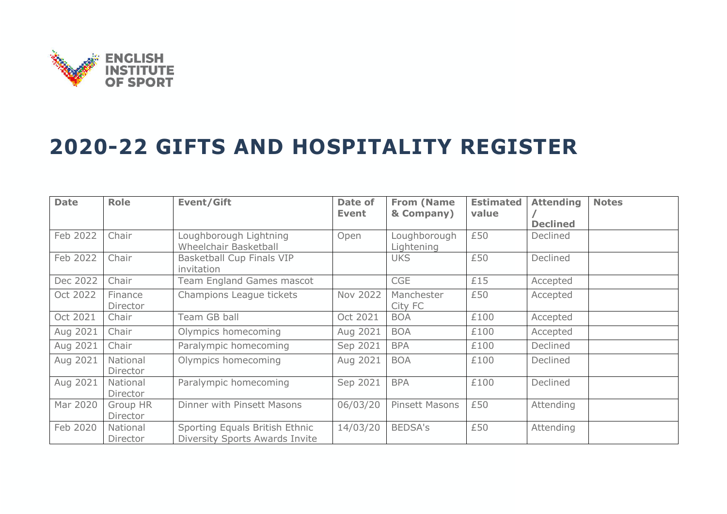ENGLISH INSTITUTE OF SPORT

# 2020-22 GIFTS AND HOSPITALITY REGISTER

| Date | Role | Event/Gift | Date of Event | From (Name & Company) | Estimated value | Attending / Declined | Notes |
|---|---|---|---|---|---|---|---|
| Feb 2022 | Chair | Loughborough Lightning Wheelchair Basketball | Open | Loughborough Lightening | £50 | Declined | |
| Feb 2022 | Chair | Basketball Cup Finals VIP invitation | | UKS | £50 | Declined | |
| Dec 2022 | Chair | Team England Games mascot | | CGE | £15 | Accepted | |
| Oct 2022 | Finance Director | Champions League tickets | Nov 2022 | Manchester City FC | £50 | Accepted | |
| Oct 2021 | Chair | Team GB ball | Oct 2021 | BOA | £100 | Accepted | |
| Aug 2021 | Chair | Olympics homecoming | Aug 2021 | BOA | £100 | Accepted | |
| Aug 2021 | Chair | Paralympic homecoming | Sep 2021 | BPA | £100 | Declined | |
| Aug 2021 | National Director | Olympics homecoming | Aug 2021 | BOA | £100 | Declined | |
| Aug 2021 | National Director | Paralympic homecoming | Sep 2021 | BPA | £100 | Declined | |
| Mar 2020 | Group HR Director | Dinner with Pinsett Masons | 06/03/20 | Pinsett Masons | £50 | Attending | |
| Feb 2020 | National Director | Sporting Equals British Ethnic Diversity Sports Awards Invite | 14/03/20 | BEDSA's | £50 | Attending | |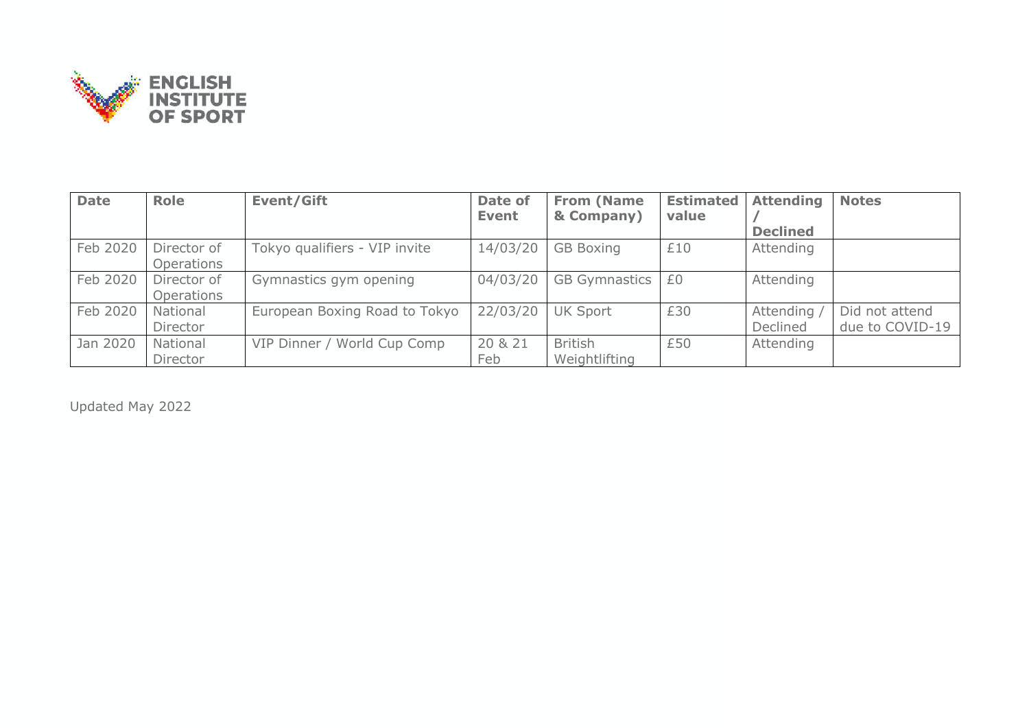| Date | Role | Event/Gift | Date of Event | From (Name & Company) | Estimated value | Attending / Declined | Notes |
|---|---|---|---|---|---|---|---|
| Feb 2020 | Director of Operations | Tokyo qualifiers - VIP invite | 14/03/20 | GB Boxing | £10 | Attending | |
| Feb 2020 | Director of Operations | Gymnastics gym opening | 04/03/20 | GB Gymnastics | £0 | Attending | |
| Feb 2020 | National Director | European Boxing Road to Tokyo | 22/03/20 | UK Sport | £30 | Attending / Declined | Did not attend due to COVID-19 |
| Jan 2020 | National Director | VIP Dinner / World Cup Comp | 20 & 21 Feb | British Weightlifting | £50 | Attending | |

Updated May 2022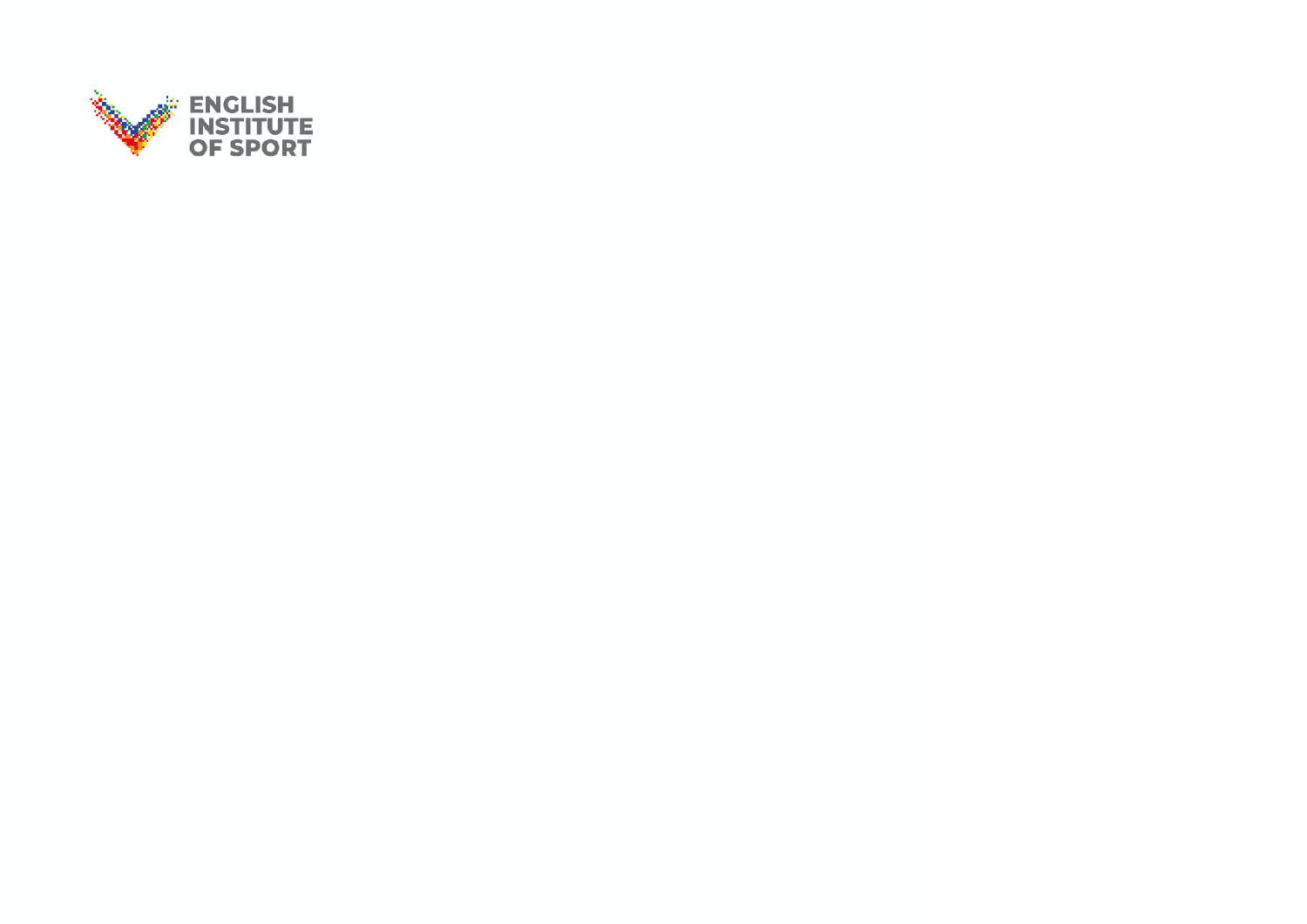ENGLISH INSTITUTE OF SPORT